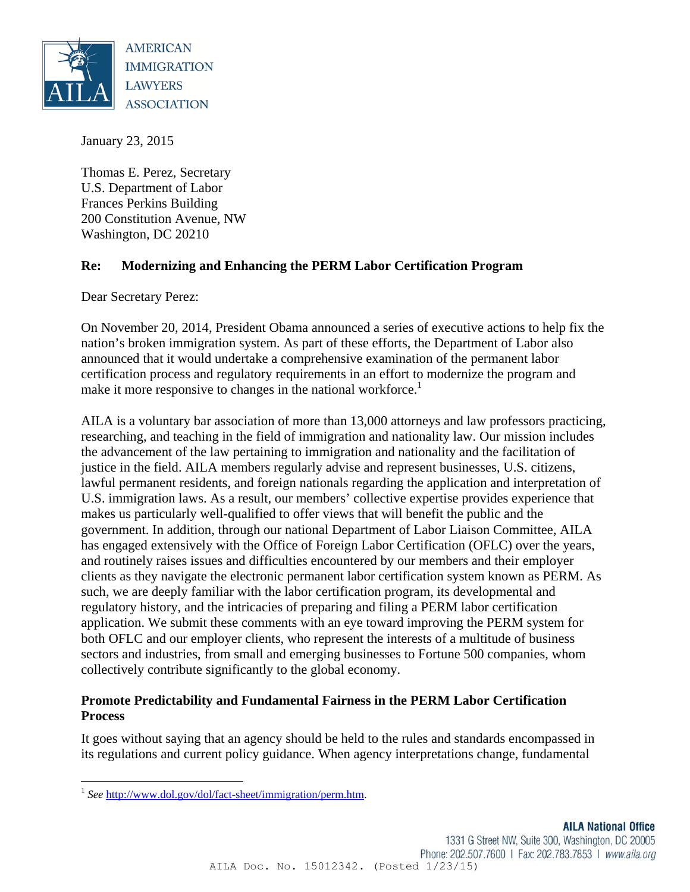AMERICAN IMMIGRATION LAWYERS ASSOCIATION

January 23, 2015

Thomas E. Perez, Secretary
U.S. Department of Labor
Frances Perkins Building
200 Constitution Avenue, NW
Washington, DC 20210

**Re: Modernizing and Enhancing the PERM Labor Certification Program**

Dear Secretary Perez:

On November 20, 2014, President Obama announced a series of executive actions to help fix the nation's broken immigration system. As part of these efforts, the Department of Labor also announced that it would undertake a comprehensive examination of the permanent labor certification process and regulatory requirements in an effort to modernize the program and make it more responsive to changes in the national workforce.[1]

AILA is a voluntary bar association of more than 13,000 attorneys and law professors practicing, researching, and teaching in the field of immigration and nationality law. Our mission includes the advancement of the law pertaining to immigration and nationality and the facilitation of justice in the field. AILA members regularly advise and represent businesses, U.S. citizens, lawful permanent residents, and foreign nationals regarding the application and interpretation of U.S. immigration laws. As a result, our members' collective expertise provides experience that makes us particularly well-qualified to offer views that will benefit the public and the government. In addition, through our national Department of Labor Liaison Committee, AILA has engaged extensively with the Office of Foreign Labor Certification (OFLC) over the years, and routinely raises issues and difficulties encountered by our members and their employer clients as they navigate the electronic permanent labor certification system known as PERM. As such, we are deeply familiar with the labor certification program, its developmental and regulatory history, and the intricacies of preparing and filing a PERM labor certification application. We submit these comments with an eye toward improving the PERM system for both OFLC and our employer clients, who represent the interests of a multitude of business sectors and industries, from small and emerging businesses to Fortune 500 companies, whom collectively contribute significantly to the global economy.

## Promote Predictability and Fundamental Fairness in the PERM Labor Certification Process

It goes without saying that an agency should be held to the rules and standards encompassed in its regulations and current policy guidance. When agency interpretations change, fundamental

[1] *See* http://www.dol.gov/dol/fact-sheet/immigration/perm.htm.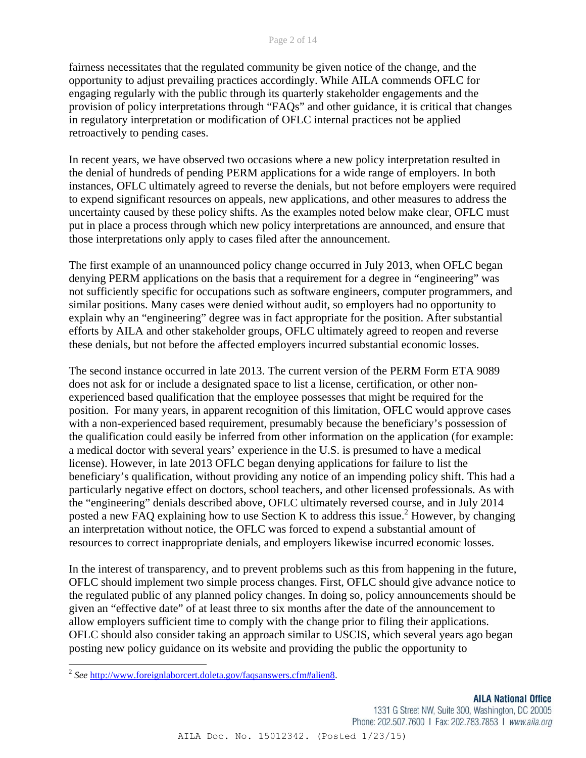fairness necessitates that the regulated community be given notice of the change, and the opportunity to adjust prevailing practices accordingly. While AILA commends OFLC for engaging regularly with the public through its quarterly stakeholder engagements and the provision of policy interpretations through "FAQs" and other guidance, it is critical that changes in regulatory interpretation or modification of OFLC internal practices not be applied retroactively to pending cases.

In recent years, we have observed two occasions where a new policy interpretation resulted in the denial of hundreds of pending PERM applications for a wide range of employers. In both instances, OFLC ultimately agreed to reverse the denials, but not before employers were required to expend significant resources on appeals, new applications, and other measures to address the uncertainty caused by these policy shifts. As the examples noted below make clear, OFLC must put in place a process through which new policy interpretations are announced, and ensure that those interpretations only apply to cases filed after the announcement.

The first example of an unannounced policy change occurred in July 2013, when OFLC began denying PERM applications on the basis that a requirement for a degree in "engineering" was not sufficiently specific for occupations such as software engineers, computer programmers, and similar positions. Many cases were denied without audit, so employers had no opportunity to explain why an "engineering" degree was in fact appropriate for the position. After substantial efforts by AILA and other stakeholder groups, OFLC ultimately agreed to reopen and reverse these denials, but not before the affected employers incurred substantial economic losses.

The second instance occurred in late 2013. The current version of the PERM Form ETA 9089 does not ask for or include a designated space to list a license, certification, or other non-experienced based qualification that the employee possesses that might be required for the position. For many years, in apparent recognition of this limitation, OFLC would approve cases with a non-experienced based requirement, presumably because the beneficiary's possession of the qualification could easily be inferred from other information on the application (for example: a medical doctor with several years' experience in the U.S. is presumed to have a medical license). However, in late 2013 OFLC began denying applications for failure to list the beneficiary's qualification, without providing any notice of an impending policy shift. This had a particularly negative effect on doctors, school teachers, and other licensed professionals. As with the "engineering" denials described above, OFLC ultimately reversed course, and in July 2014 posted a new FAQ explaining how to use Section K to address this issue.[2] However, by changing an interpretation without notice, the OFLC was forced to expend a substantial amount of resources to correct inappropriate denials, and employers likewise incurred economic losses.

In the interest of transparency, and to prevent problems such as this from happening in the future, OFLC should implement two simple process changes. First, OFLC should give advance notice to the regulated public of any planned policy changes. In doing so, policy announcements should be given an "effective date" of at least three to six months after the date of the announcement to allow employers sufficient time to comply with the change prior to filing their applications. OFLC should also consider taking an approach similar to USCIS, which several years ago began posting new policy guidance on its website and providing the public the opportunity to

---

[2] *See* http://www.foreignlaborcert.doleta.gov/faqsanswers.cfm#alien8.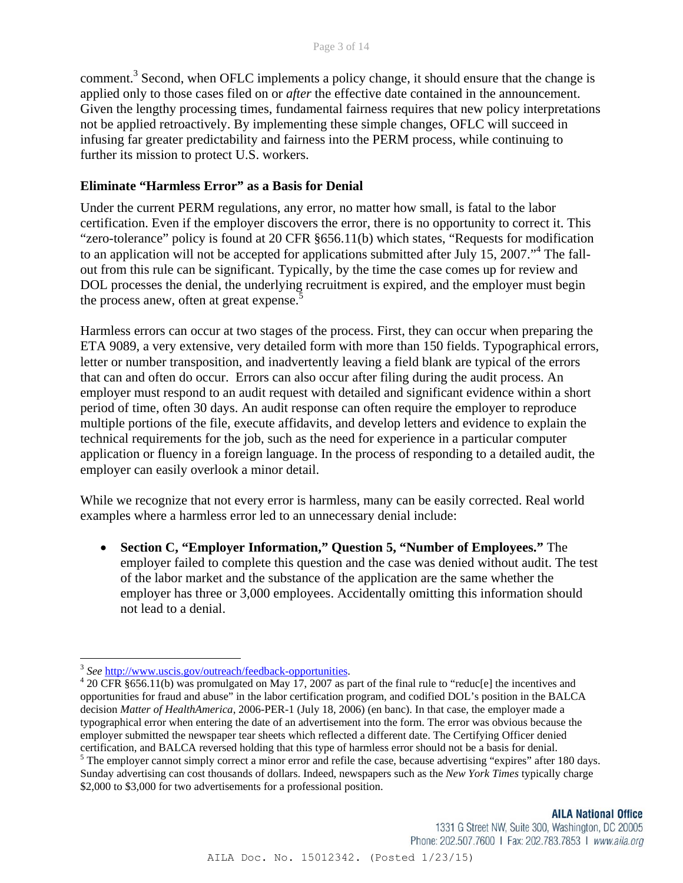comment.[3] Second, when OFLC implements a policy change, it should ensure that the change is applied only to those cases filed on or *after* the effective date contained in the announcement. Given the lengthy processing times, fundamental fairness requires that new policy interpretations not be applied retroactively. By implementing these simple changes, OFLC will succeed in infusing far greater predictability and fairness into the PERM process, while continuing to further its mission to protect U.S. workers.

### Eliminate "Harmless Error" as a Basis for Denial

Under the current PERM regulations, any error, no matter how small, is fatal to the labor certification. Even if the employer discovers the error, there is no opportunity to correct it. This "zero-tolerance" policy is found at 20 CFR §656.11(b) which states, "Requests for modification to an application will not be accepted for applications submitted after July 15, 2007."[4] The fall-out from this rule can be significant. Typically, by the time the case comes up for review and DOL processes the denial, the underlying recruitment is expired, and the employer must begin the process anew, often at great expense.[5]

Harmless errors can occur at two stages of the process. First, they can occur when preparing the ETA 9089, a very extensive, very detailed form with more than 150 fields. Typographical errors, letter or number transposition, and inadvertently leaving a field blank are typical of the errors that can and often do occur. Errors can also occur after filing during the audit process. An employer must respond to an audit request with detailed and significant evidence within a short period of time, often 30 days. An audit response can often require the employer to reproduce multiple portions of the file, execute affidavits, and develop letters and evidence to explain the technical requirements for the job, such as the need for experience in a particular computer application or fluency in a foreign language. In the process of responding to a detailed audit, the employer can easily overlook a minor detail.

While we recognize that not every error is harmless, many can be easily corrected. Real world examples where a harmless error led to an unnecessary denial include:

- **Section C, "Employer Information," Question 5, "Number of Employees."** The employer failed to complete this question and the case was denied without audit. The test of the labor market and the substance of the application are the same whether the employer has three or 3,000 employees. Accidentally omitting this information should not lead to a denial.

---

[3] *See* http://www.uscis.gov/outreach/feedback-opportunities.

[4] 20 CFR §656.11(b) was promulgated on May 17, 2007 as part of the final rule to "reduc[e] the incentives and opportunities for fraud and abuse" in the labor certification program, and codified DOL's position in the BALCA decision *Matter of HealthAmerica*, 2006-PER-1 (July 18, 2006) (en banc). In that case, the employer made a typographical error when entering the date of an advertisement into the form. The error was obvious because the employer submitted the newspaper tear sheets which reflected a different date. The Certifying Officer denied certification, and BALCA reversed holding that this type of harmless error should not be a basis for denial.

[5] The employer cannot simply correct a minor error and refile the case, because advertising "expires" after 180 days. Sunday advertising can cost thousands of dollars. Indeed, newspapers such as the *New York Times* typically charge $2,000 to $3,000 for two advertisements for a professional position.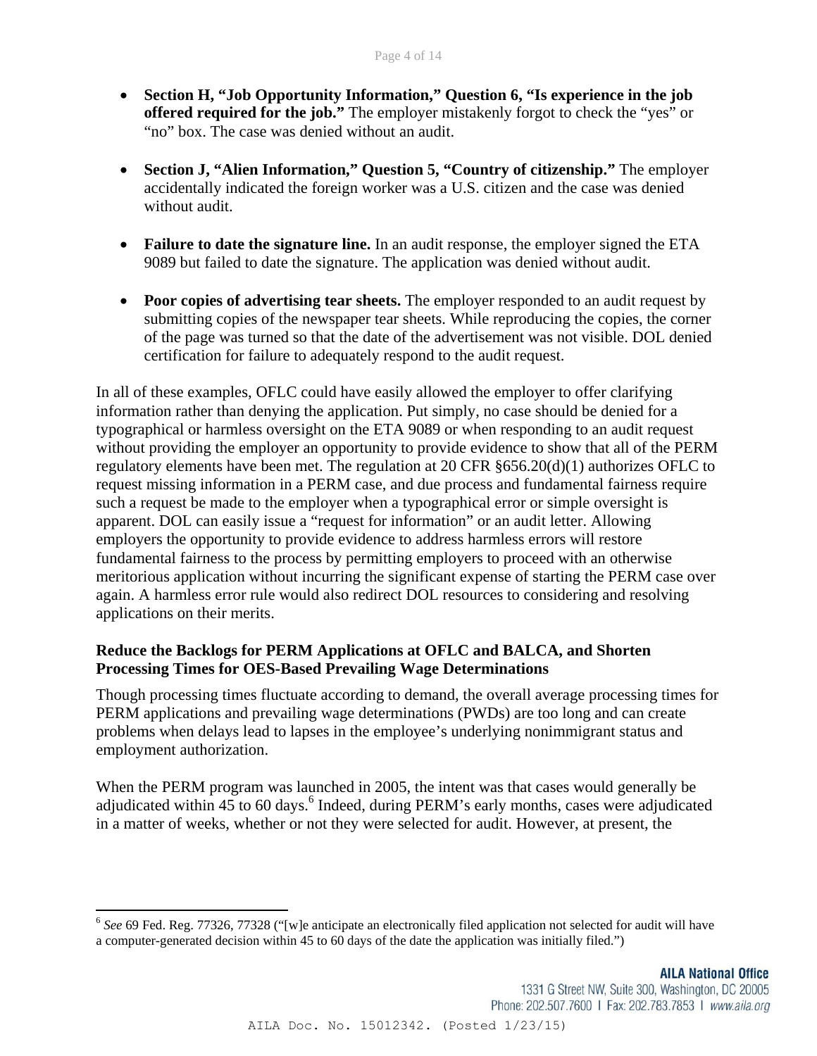- **Section H, "Job Opportunity Information," Question 6, "Is experience in the job offered required for the job."** The employer mistakenly forgot to check the "yes" or "no" box. The case was denied without an audit.

- **Section J, "Alien Information," Question 5, "Country of citizenship."** The employer accidentally indicated the foreign worker was a U.S. citizen and the case was denied without audit.

- **Failure to date the signature line.** In an audit response, the employer signed the ETA 9089 but failed to date the signature. The application was denied without audit.

- **Poor copies of advertising tear sheets.** The employer responded to an audit request by submitting copies of the newspaper tear sheets. While reproducing the copies, the corner of the page was turned so that the date of the advertisement was not visible. DOL denied certification for failure to adequately respond to the audit request.

In all of these examples, OFLC could have easily allowed the employer to offer clarifying information rather than denying the application. Put simply, no case should be denied for a typographical or harmless oversight on the ETA 9089 or when responding to an audit request without providing the employer an opportunity to provide evidence to show that all of the PERM regulatory elements have been met. The regulation at 20 CFR §656.20(d)(1) authorizes OFLC to request missing information in a PERM case, and due process and fundamental fairness require such a request be made to the employer when a typographical error or simple oversight is apparent. DOL can easily issue a "request for information" or an audit letter. Allowing employers the opportunity to provide evidence to address harmless errors will restore fundamental fairness to the process by permitting employers to proceed with an otherwise meritorious application without incurring the significant expense of starting the PERM case over again. A harmless error rule would also redirect DOL resources to considering and resolving applications on their merits.

**Reduce the Backlogs for PERM Applications at OFLC and BALCA, and Shorten Processing Times for OES-Based Prevailing Wage Determinations**

Though processing times fluctuate according to demand, the overall average processing times for PERM applications and prevailing wage determinations (PWDs) are too long and can create problems when delays lead to lapses in the employee's underlying nonimmigrant status and employment authorization.

When the PERM program was launched in 2005, the intent was that cases would generally be adjudicated within 45 to 60 days.[6] Indeed, during PERM's early months, cases were adjudicated in a matter of weeks, whether or not they were selected for audit. However, at present, the

---

[6] *See* 69 Fed. Reg. 77326, 77328 ("[w]e anticipate an electronically filed application not selected for audit will have a computer-generated decision within 45 to 60 days of the date the application was initially filed.")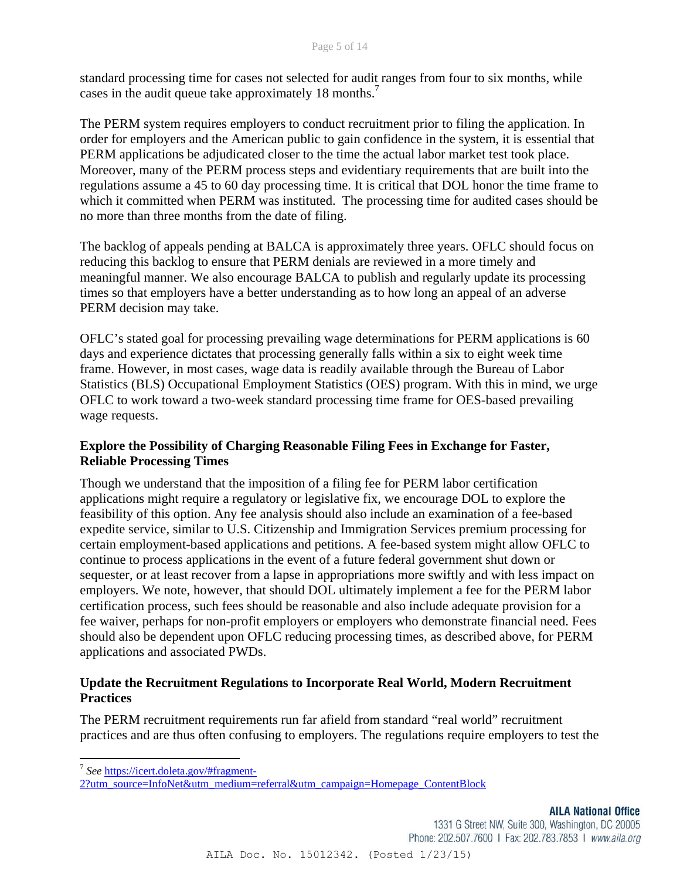standard processing time for cases not selected for audit ranges from four to six months, while cases in the audit queue take approximately 18 months.[7]

The PERM system requires employers to conduct recruitment prior to filing the application. In order for employers and the American public to gain confidence in the system, it is essential that PERM applications be adjudicated closer to the time the actual labor market test took place. Moreover, many of the PERM process steps and evidentiary requirements that are built into the regulations assume a 45 to 60 day processing time. It is critical that DOL honor the time frame to which it committed when PERM was instituted. The processing time for audited cases should be no more than three months from the date of filing.

The backlog of appeals pending at BALCA is approximately three years. OFLC should focus on reducing this backlog to ensure that PERM denials are reviewed in a more timely and meaningful manner. We also encourage BALCA to publish and regularly update its processing times so that employers have a better understanding as to how long an appeal of an adverse PERM decision may take.

OFLC's stated goal for processing prevailing wage determinations for PERM applications is 60 days and experience dictates that processing generally falls within a six to eight week time frame. However, in most cases, wage data is readily available through the Bureau of Labor Statistics (BLS) Occupational Employment Statistics (OES) program. With this in mind, we urge OFLC to work toward a two-week standard processing time frame for OES-based prevailing wage requests.

**Explore the Possibility of Charging Reasonable Filing Fees in Exchange for Faster, Reliable Processing Times**

Though we understand that the imposition of a filing fee for PERM labor certification applications might require a regulatory or legislative fix, we encourage DOL to explore the feasibility of this option. Any fee analysis should also include an examination of a fee-based expedite service, similar to U.S. Citizenship and Immigration Services premium processing for certain employment-based applications and petitions. A fee-based system might allow OFLC to continue to process applications in the event of a future federal government shut down or sequester, or at least recover from a lapse in appropriations more swiftly and with less impact on employers. We note, however, that should DOL ultimately implement a fee for the PERM labor certification process, such fees should be reasonable and also include adequate provision for a fee waiver, perhaps for non-profit employers or employers who demonstrate financial need. Fees should also be dependent upon OFLC reducing processing times, as described above, for PERM applications and associated PWDs.

**Update the Recruitment Regulations to Incorporate Real World, Modern Recruitment Practices**

The PERM recruitment requirements run far afield from standard "real world" recruitment practices and are thus often confusing to employers. The regulations require employers to test the

---

[7] *See* https://icert.doleta.gov/#fragment-2?utm_source=InfoNet&utm_medium=referral&utm_campaign=Homepage_ContentBlock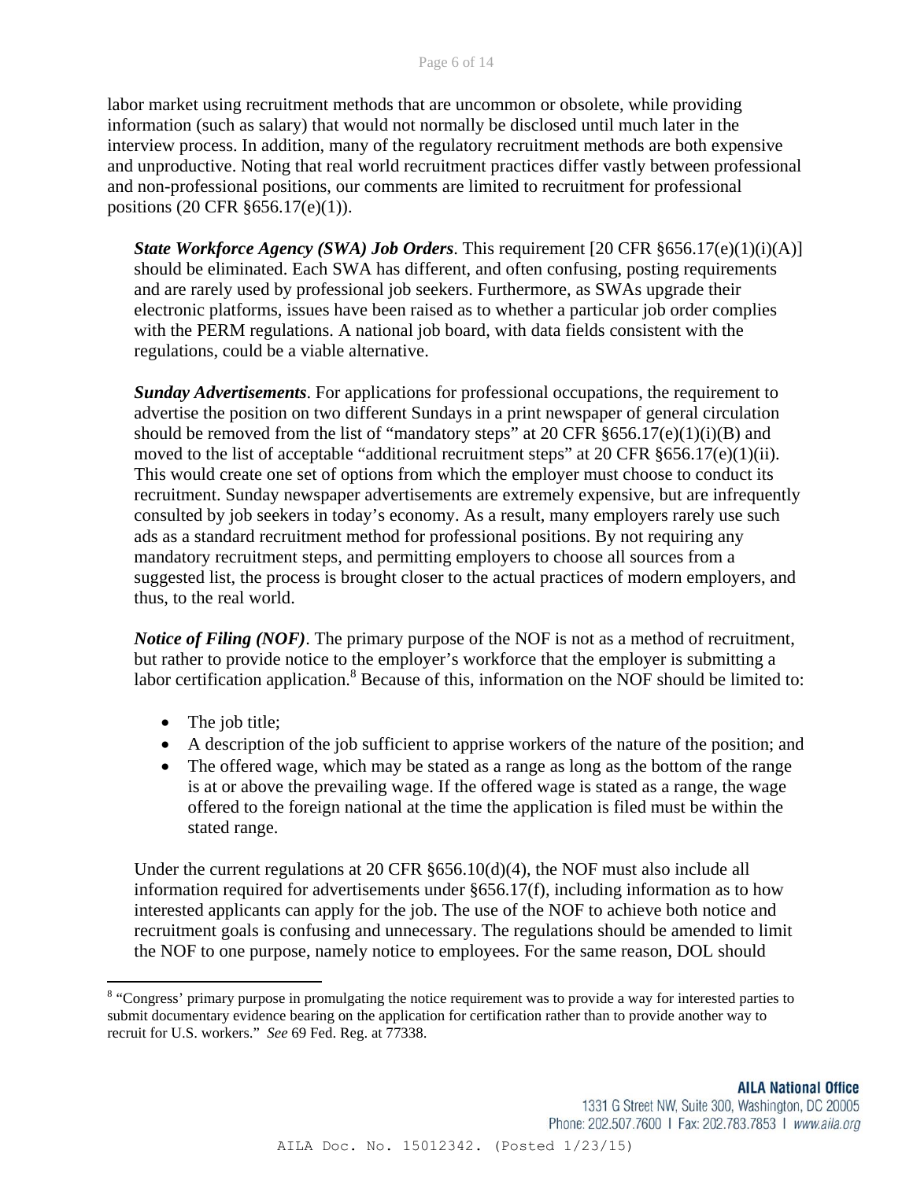labor market using recruitment methods that are uncommon or obsolete, while providing information (such as salary) that would not normally be disclosed until much later in the interview process. In addition, many of the regulatory recruitment methods are both expensive and unproductive. Noting that real world recruitment practices differ vastly between professional and non-professional positions, our comments are limited to recruitment for professional positions (20 CFR §656.17(e)(1)).

***State Workforce Agency (SWA) Job Orders***. This requirement [20 CFR §656.17(e)(1)(i)(A)] should be eliminated. Each SWA has different, and often confusing, posting requirements and are rarely used by professional job seekers. Furthermore, as SWAs upgrade their electronic platforms, issues have been raised as to whether a particular job order complies with the PERM regulations. A national job board, with data fields consistent with the regulations, could be a viable alternative.

***Sunday Advertisements***. For applications for professional occupations, the requirement to advertise the position on two different Sundays in a print newspaper of general circulation should be removed from the list of "mandatory steps" at 20 CFR §656.17(e)(1)(i)(B) and moved to the list of acceptable "additional recruitment steps" at 20 CFR §656.17(e)(1)(ii). This would create one set of options from which the employer must choose to conduct its recruitment. Sunday newspaper advertisements are extremely expensive, but are infrequently consulted by job seekers in today's economy. As a result, many employers rarely use such ads as a standard recruitment method for professional positions. By not requiring any mandatory recruitment steps, and permitting employers to choose all sources from a suggested list, the process is brought closer to the actual practices of modern employers, and thus, to the real world.

***Notice of Filing (NOF)***. The primary purpose of the NOF is not as a method of recruitment, but rather to provide notice to the employer's workforce that the employer is submitting a labor certification application.[8] Because of this, information on the NOF should be limited to:

- The job title;
- A description of the job sufficient to apprise workers of the nature of the position; and
- The offered wage, which may be stated as a range as long as the bottom of the range is at or above the prevailing wage. If the offered wage is stated as a range, the wage offered to the foreign national at the time the application is filed must be within the stated range.

Under the current regulations at 20 CFR §656.10(d)(4), the NOF must also include all information required for advertisements under §656.17(f), including information as to how interested applicants can apply for the job. The use of the NOF to achieve both notice and recruitment goals is confusing and unnecessary. The regulations should be amended to limit the NOF to one purpose, namely notice to employees. For the same reason, DOL should

[8] "Congress' primary purpose in promulgating the notice requirement was to provide a way for interested parties to submit documentary evidence bearing on the application for certification rather than to provide another way to recruit for U.S. workers." *See* 69 Fed. Reg. at 77338.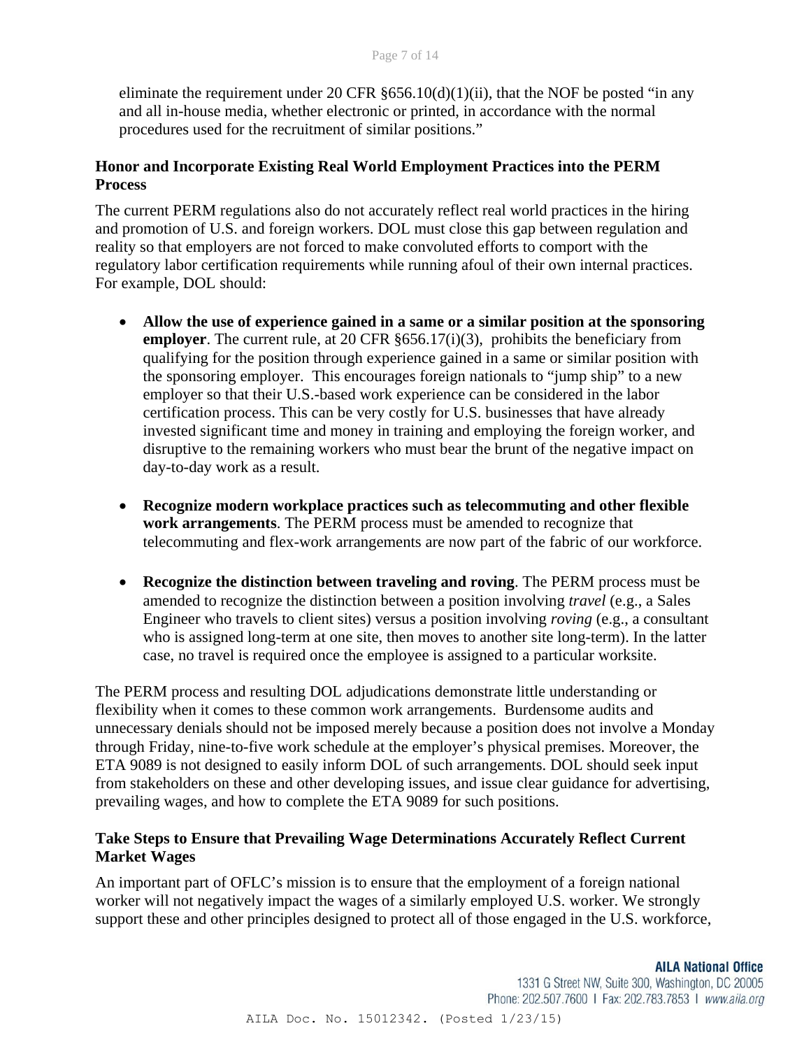eliminate the requirement under 20 CFR §656.10(d)(1)(ii), that the NOF be posted "in any and all in-house media, whether electronic or printed, in accordance with the normal procedures used for the recruitment of similar positions."

**Honor and Incorporate Existing Real World Employment Practices into the PERM Process**

The current PERM regulations also do not accurately reflect real world practices in the hiring and promotion of U.S. and foreign workers. DOL must close this gap between regulation and reality so that employers are not forced to make convoluted efforts to comport with the regulatory labor certification requirements while running afoul of their own internal practices. For example, DOL should:

- **Allow the use of experience gained in a same or a similar position at the sponsoring employer**. The current rule, at 20 CFR §656.17(i)(3), prohibits the beneficiary from qualifying for the position through experience gained in a same or similar position with the sponsoring employer. This encourages foreign nationals to "jump ship" to a new employer so that their U.S.-based work experience can be considered in the labor certification process. This can be very costly for U.S. businesses that have already invested significant time and money in training and employing the foreign worker, and disruptive to the remaining workers who must bear the brunt of the negative impact on day-to-day work as a result.

- **Recognize modern workplace practices such as telecommuting and other flexible work arrangements**. The PERM process must be amended to recognize that telecommuting and flex-work arrangements are now part of the fabric of our workforce.

- **Recognize the distinction between traveling and roving**. The PERM process must be amended to recognize the distinction between a position involving *travel* (e.g., a Sales Engineer who travels to client sites) versus a position involving *roving* (e.g., a consultant who is assigned long-term at one site, then moves to another site long-term). In the latter case, no travel is required once the employee is assigned to a particular worksite.

The PERM process and resulting DOL adjudications demonstrate little understanding or flexibility when it comes to these common work arrangements. Burdensome audits and unnecessary denials should not be imposed merely because a position does not involve a Monday through Friday, nine-to-five work schedule at the employer's physical premises. Moreover, the ETA 9089 is not designed to easily inform DOL of such arrangements. DOL should seek input from stakeholders on these and other developing issues, and issue clear guidance for advertising, prevailing wages, and how to complete the ETA 9089 for such positions.

**Take Steps to Ensure that Prevailing Wage Determinations Accurately Reflect Current Market Wages**

An important part of OFLC's mission is to ensure that the employment of a foreign national worker will not negatively impact the wages of a similarly employed U.S. worker. We strongly support these and other principles designed to protect all of those engaged in the U.S. workforce,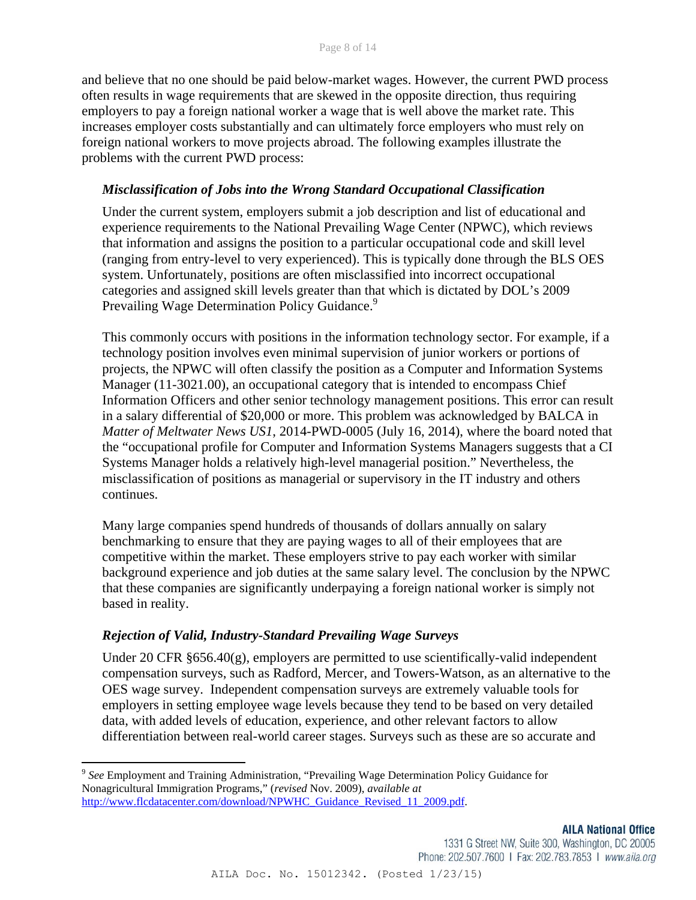and believe that no one should be paid below-market wages. However, the current PWD process often results in wage requirements that are skewed in the opposite direction, thus requiring employers to pay a foreign national worker a wage that is well above the market rate. This increases employer costs substantially and can ultimately force employers who must rely on foreign national workers to move projects abroad. The following examples illustrate the problems with the current PWD process:

### *Misclassification of Jobs into the Wrong Standard Occupational Classification*

Under the current system, employers submit a job description and list of educational and experience requirements to the National Prevailing Wage Center (NPWC), which reviews that information and assigns the position to a particular occupational code and skill level (ranging from entry-level to very experienced). This is typically done through the BLS OES system. Unfortunately, positions are often misclassified into incorrect occupational categories and assigned skill levels greater than that which is dictated by DOL's 2009 Prevailing Wage Determination Policy Guidance.[9]

This commonly occurs with positions in the information technology sector. For example, if a technology position involves even minimal supervision of junior workers or portions of projects, the NPWC will often classify the position as a Computer and Information Systems Manager (11-3021.00), an occupational category that is intended to encompass Chief Information Officers and other senior technology management positions. This error can result in a salary differential of $20,000 or more. This problem was acknowledged by BALCA in *Matter of Meltwater News US1*, 2014-PWD-0005 (July 16, 2014), where the board noted that the "occupational profile for Computer and Information Systems Managers suggests that a CI Systems Manager holds a relatively high-level managerial position." Nevertheless, the misclassification of positions as managerial or supervisory in the IT industry and others continues.

Many large companies spend hundreds of thousands of dollars annually on salary benchmarking to ensure that they are paying wages to all of their employees that are competitive within the market. These employers strive to pay each worker with similar background experience and job duties at the same salary level. The conclusion by the NPWC that these companies are significantly underpaying a foreign national worker is simply not based in reality.

### *Rejection of Valid, Industry-Standard Prevailing Wage Surveys*

Under 20 CFR §656.40(g), employers are permitted to use scientifically-valid independent compensation surveys, such as Radford, Mercer, and Towers-Watson, as an alternative to the OES wage survey. Independent compensation surveys are extremely valuable tools for employers in setting employee wage levels because they tend to be based on very detailed data, with added levels of education, experience, and other relevant factors to allow differentiation between real-world career stages. Surveys such as these are so accurate and

---

[9] *See* Employment and Training Administration, "Prevailing Wage Determination Policy Guidance for Nonagricultural Immigration Programs," (*revised* Nov. 2009), *available at* http://www.flcdatacenter.com/download/NPWHC_Guidance_Revised_11_2009.pdf.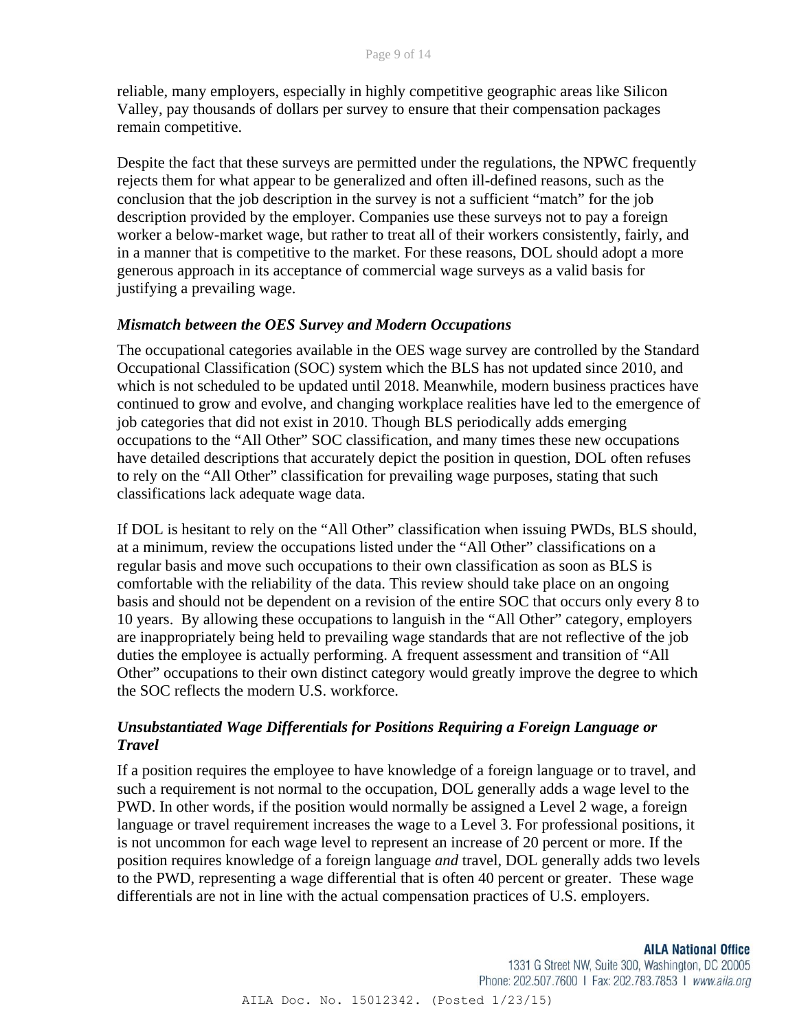reliable, many employers, especially in highly competitive geographic areas like Silicon Valley, pay thousands of dollars per survey to ensure that their compensation packages remain competitive.

Despite the fact that these surveys are permitted under the regulations, the NPWC frequently rejects them for what appear to be generalized and often ill-defined reasons, such as the conclusion that the job description in the survey is not a sufficient "match" for the job description provided by the employer. Companies use these surveys not to pay a foreign worker a below-market wage, but rather to treat all of their workers consistently, fairly, and in a manner that is competitive to the market. For these reasons, DOL should adopt a more generous approach in its acceptance of commercial wage surveys as a valid basis for justifying a prevailing wage.

***Mismatch between the OES Survey and Modern Occupations***

The occupational categories available in the OES wage survey are controlled by the Standard Occupational Classification (SOC) system which the BLS has not updated since 2010, and which is not scheduled to be updated until 2018. Meanwhile, modern business practices have continued to grow and evolve, and changing workplace realities have led to the emergence of job categories that did not exist in 2010. Though BLS periodically adds emerging occupations to the "All Other" SOC classification, and many times these new occupations have detailed descriptions that accurately depict the position in question, DOL often refuses to rely on the "All Other" classification for prevailing wage purposes, stating that such classifications lack adequate wage data.

If DOL is hesitant to rely on the "All Other" classification when issuing PWDs, BLS should, at a minimum, review the occupations listed under the "All Other" classifications on a regular basis and move such occupations to their own classification as soon as BLS is comfortable with the reliability of the data. This review should take place on an ongoing basis and should not be dependent on a revision of the entire SOC that occurs only every 8 to 10 years. By allowing these occupations to languish in the "All Other" category, employers are inappropriately being held to prevailing wage standards that are not reflective of the job duties the employee is actually performing. A frequent assessment and transition of "All Other" occupations to their own distinct category would greatly improve the degree to which the SOC reflects the modern U.S. workforce.

***Unsubstantiated Wage Differentials for Positions Requiring a Foreign Language or Travel***

If a position requires the employee to have knowledge of a foreign language or to travel, and such a requirement is not normal to the occupation, DOL generally adds a wage level to the PWD. In other words, if the position would normally be assigned a Level 2 wage, a foreign language or travel requirement increases the wage to a Level 3. For professional positions, it is not uncommon for each wage level to represent an increase of 20 percent or more. If the position requires knowledge of a foreign language *and* travel, DOL generally adds two levels to the PWD, representing a wage differential that is often 40 percent or greater. These wage differentials are not in line with the actual compensation practices of U.S. employers.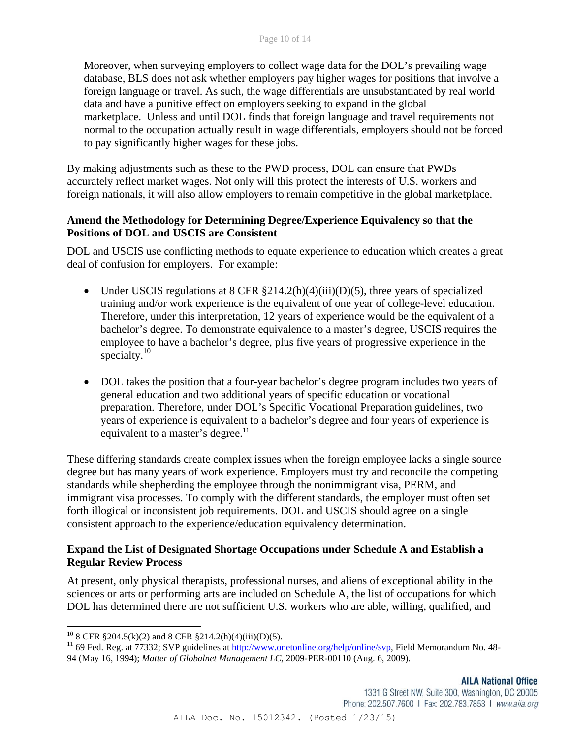Moreover, when surveying employers to collect wage data for the DOL's prevailing wage database, BLS does not ask whether employers pay higher wages for positions that involve a foreign language or travel. As such, the wage differentials are unsubstantiated by real world data and have a punitive effect on employers seeking to expand in the global marketplace. Unless and until DOL finds that foreign language and travel requirements not normal to the occupation actually result in wage differentials, employers should not be forced to pay significantly higher wages for these jobs.

By making adjustments such as these to the PWD process, DOL can ensure that PWDs accurately reflect market wages. Not only will this protect the interests of U.S. workers and foreign nationals, it will also allow employers to remain competitive in the global marketplace.

**Amend the Methodology for Determining Degree/Experience Equivalency so that the Positions of DOL and USCIS are Consistent**

DOL and USCIS use conflicting methods to equate experience to education which creates a great deal of confusion for employers. For example:

- Under USCIS regulations at 8 CFR §214.2(h)(4)(iii)(D)(5), three years of specialized training and/or work experience is the equivalent of one year of college-level education. Therefore, under this interpretation, 12 years of experience would be the equivalent of a bachelor's degree. To demonstrate equivalence to a master's degree, USCIS requires the employee to have a bachelor's degree, plus five years of progressive experience in the specialty.[10]

- DOL takes the position that a four-year bachelor's degree program includes two years of general education and two additional years of specific education or vocational preparation. Therefore, under DOL's Specific Vocational Preparation guidelines, two years of experience is equivalent to a bachelor's degree and four years of experience is equivalent to a master's degree.[11]

These differing standards create complex issues when the foreign employee lacks a single source degree but has many years of work experience. Employers must try and reconcile the competing standards while shepherding the employee through the nonimmigrant visa, PERM, and immigrant visa processes. To comply with the different standards, the employer must often set forth illogical or inconsistent job requirements. DOL and USCIS should agree on a single consistent approach to the experience/education equivalency determination.

**Expand the List of Designated Shortage Occupations under Schedule A and Establish a Regular Review Process**

At present, only physical therapists, professional nurses, and aliens of exceptional ability in the sciences or arts or performing arts are included on Schedule A, the list of occupations for which DOL has determined there are not sufficient U.S. workers who are able, willing, qualified, and

---

[10] 8 CFR §204.5(k)(2) and 8 CFR §214.2(h)(4)(iii)(D)(5).

[11] 69 Fed. Reg. at 77332; SVP guidelines at http://www.onetonline.org/help/online/svp, Field Memorandum No. 48-94 (May 16, 1994); *Matter of Globalnet Management LC*, 2009-PER-00110 (Aug. 6, 2009).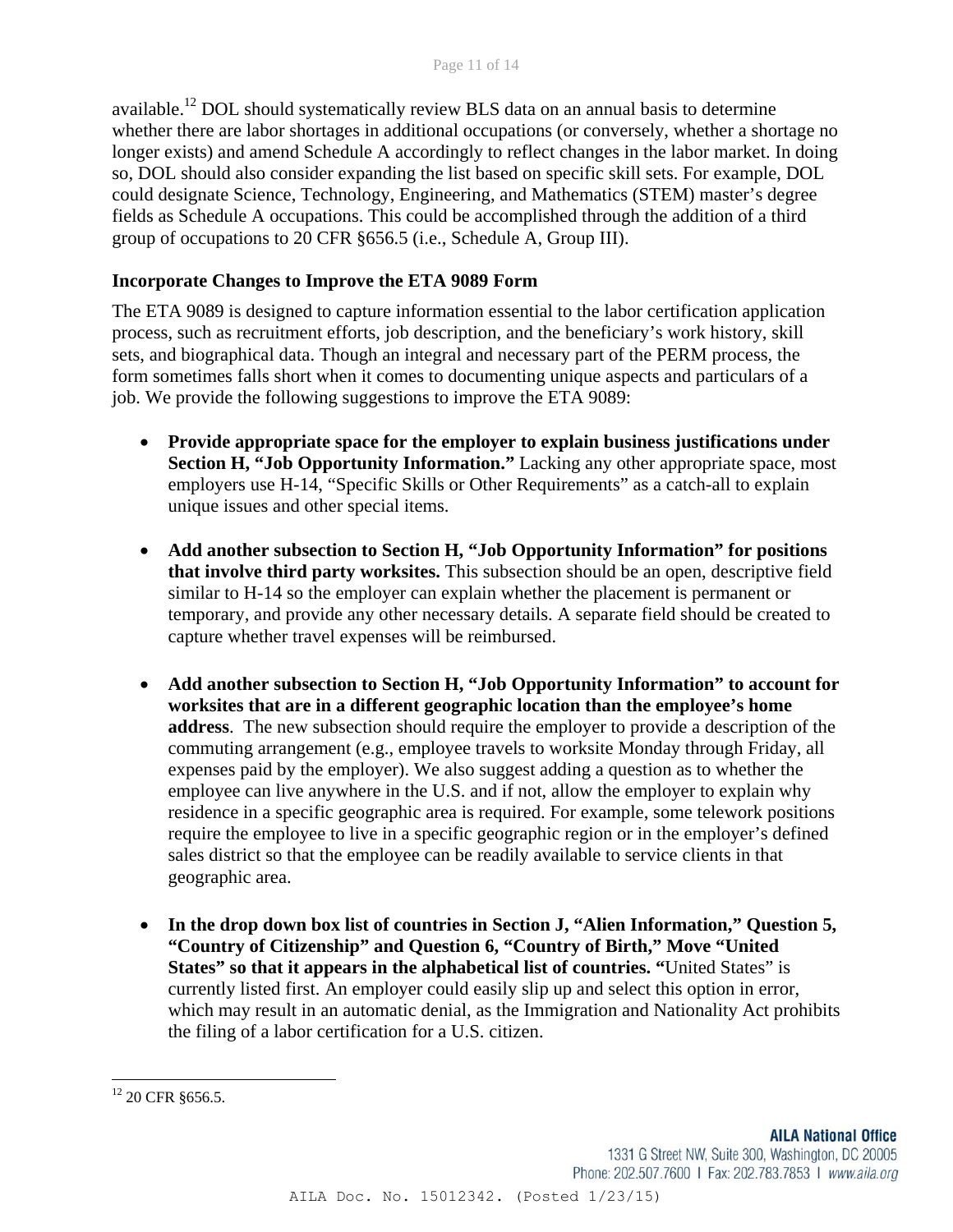available.[12] DOL should systematically review BLS data on an annual basis to determine whether there are labor shortages in additional occupations (or conversely, whether a shortage no longer exists) and amend Schedule A accordingly to reflect changes in the labor market. In doing so, DOL should also consider expanding the list based on specific skill sets. For example, DOL could designate Science, Technology, Engineering, and Mathematics (STEM) master's degree fields as Schedule A occupations. This could be accomplished through the addition of a third group of occupations to 20 CFR §656.5 (i.e., Schedule A, Group III).

**Incorporate Changes to Improve the ETA 9089 Form**

The ETA 9089 is designed to capture information essential to the labor certification application process, such as recruitment efforts, job description, and the beneficiary's work history, skill sets, and biographical data. Though an integral and necessary part of the PERM process, the form sometimes falls short when it comes to documenting unique aspects and particulars of a job. We provide the following suggestions to improve the ETA 9089:

- **Provide appropriate space for the employer to explain business justifications under Section H, "Job Opportunity Information."** Lacking any other appropriate space, most employers use H-14, "Specific Skills or Other Requirements" as a catch-all to explain unique issues and other special items.

- **Add another subsection to Section H, "Job Opportunity Information" for positions that involve third party worksites.** This subsection should be an open, descriptive field similar to H-14 so the employer can explain whether the placement is permanent or temporary, and provide any other necessary details. A separate field should be created to capture whether travel expenses will be reimbursed.

- **Add another subsection to Section H, "Job Opportunity Information" to account for worksites that are in a different geographic location than the employee's home address**. The new subsection should require the employer to provide a description of the commuting arrangement (e.g., employee travels to worksite Monday through Friday, all expenses paid by the employer). We also suggest adding a question as to whether the employee can live anywhere in the U.S. and if not, allow the employer to explain why residence in a specific geographic area is required. For example, some telework positions require the employee to live in a specific geographic region or in the employer's defined sales district so that the employee can be readily available to service clients in that geographic area.

- **In the drop down box list of countries in Section J, "Alien Information," Question 5, "Country of Citizenship" and Question 6, "Country of Birth," Move "United States" so that it appears in the alphabetical list of countries. "**United States" is currently listed first. An employer could easily slip up and select this option in error, which may result in an automatic denial, as the Immigration and Nationality Act prohibits the filing of a labor certification for a U.S. citizen.

---

[12] 20 CFR §656.5.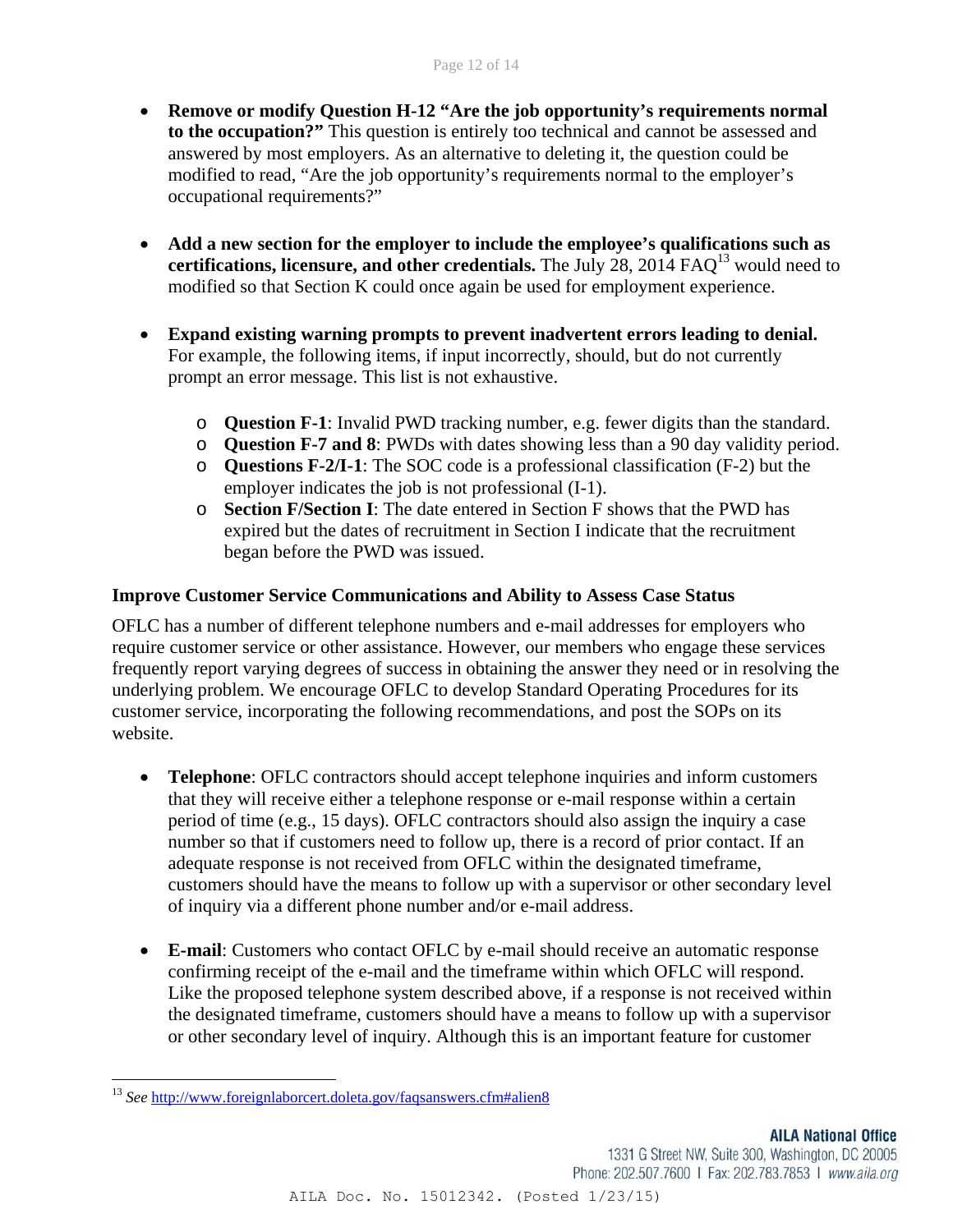- **Remove or modify Question H-12 "Are the job opportunity's requirements normal to the occupation?"** This question is entirely too technical and cannot be assessed and answered by most employers. As an alternative to deleting it, the question could be modified to read, "Are the job opportunity's requirements normal to the employer's occupational requirements?"

- **Add a new section for the employer to include the employee's qualifications such as certifications, licensure, and other credentials.** The July 28, 2014 FAQ[13] would need to modified so that Section K could once again be used for employment experience.

- **Expand existing warning prompts to prevent inadvertent errors leading to denial.** For example, the following items, if input incorrectly, should, but do not currently prompt an error message. This list is not exhaustive.

  - **Question F-1**: Invalid PWD tracking number, e.g. fewer digits than the standard.
  - **Question F-7 and 8**: PWDs with dates showing less than a 90 day validity period.
  - **Questions F-2/I-1**: The SOC code is a professional classification (F-2) but the employer indicates the job is not professional (I-1).
  - **Section F/Section I**: The date entered in Section F shows that the PWD has expired but the dates of recruitment in Section I indicate that the recruitment began before the PWD was issued.

### Improve Customer Service Communications and Ability to Assess Case Status

OFLC has a number of different telephone numbers and e-mail addresses for employers who require customer service or other assistance. However, our members who engage these services frequently report varying degrees of success in obtaining the answer they need or in resolving the underlying problem. We encourage OFLC to develop Standard Operating Procedures for its customer service, incorporating the following recommendations, and post the SOPs on its website.

- **Telephone**: OFLC contractors should accept telephone inquiries and inform customers that they will receive either a telephone response or e-mail response within a certain period of time (e.g., 15 days). OFLC contractors should also assign the inquiry a case number so that if customers need to follow up, there is a record of prior contact. If an adequate response is not received from OFLC within the designated timeframe, customers should have the means to follow up with a supervisor or other secondary level of inquiry via a different phone number and/or e-mail address.

- **E-mail**: Customers who contact OFLC by e-mail should receive an automatic response confirming receipt of the e-mail and the timeframe within which OFLC will respond. Like the proposed telephone system described above, if a response is not received within the designated timeframe, customers should have a means to follow up with a supervisor or other secondary level of inquiry. Although this is an important feature for customer

---

[13] *See* http://www.foreignlaborcert.doleta.gov/faqsanswers.cfm#alien8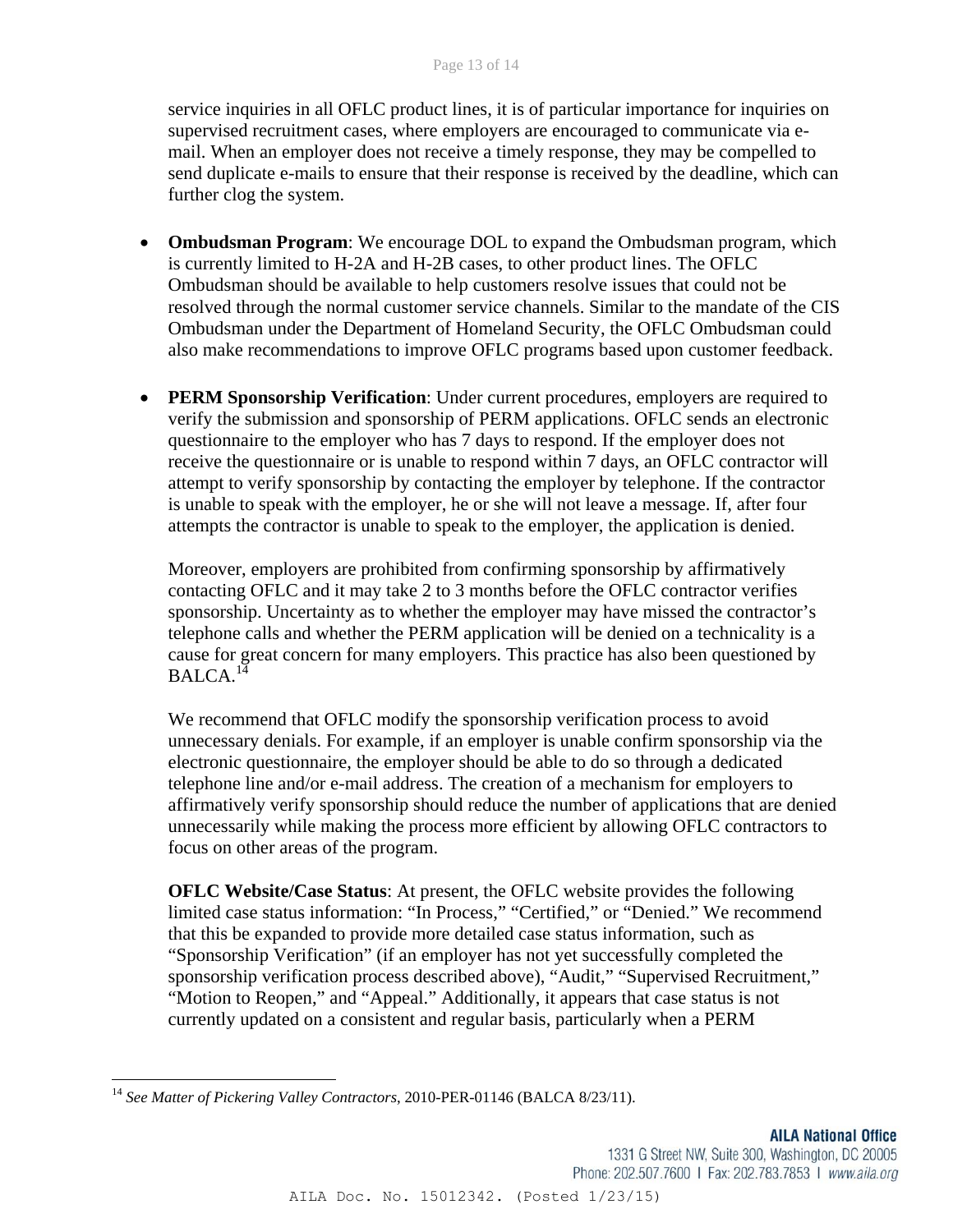service inquiries in all OFLC product lines, it is of particular importance for inquiries on supervised recruitment cases, where employers are encouraged to communicate via e-mail. When an employer does not receive a timely response, they may be compelled to send duplicate e-mails to ensure that their response is received by the deadline, which can further clog the system.

- **Ombudsman Program**: We encourage DOL to expand the Ombudsman program, which is currently limited to H-2A and H-2B cases, to other product lines. The OFLC Ombudsman should be available to help customers resolve issues that could not be resolved through the normal customer service channels. Similar to the mandate of the CIS Ombudsman under the Department of Homeland Security, the OFLC Ombudsman could also make recommendations to improve OFLC programs based upon customer feedback.

- **PERM Sponsorship Verification**: Under current procedures, employers are required to verify the submission and sponsorship of PERM applications. OFLC sends an electronic questionnaire to the employer who has 7 days to respond. If the employer does not receive the questionnaire or is unable to respond within 7 days, an OFLC contractor will attempt to verify sponsorship by contacting the employer by telephone. If the contractor is unable to speak with the employer, he or she will not leave a message. If, after four attempts the contractor is unable to speak to the employer, the application is denied.

  Moreover, employers are prohibited from confirming sponsorship by affirmatively contacting OFLC and it may take 2 to 3 months before the OFLC contractor verifies sponsorship. Uncertainty as to whether the employer may have missed the contractor's telephone calls and whether the PERM application will be denied on a technicality is a cause for great concern for many employers. This practice has also been questioned by BALCA.[14]

  We recommend that OFLC modify the sponsorship verification process to avoid unnecessary denials. For example, if an employer is unable confirm sponsorship via the electronic questionnaire, the employer should be able to do so through a dedicated telephone line and/or e-mail address. The creation of a mechanism for employers to affirmatively verify sponsorship should reduce the number of applications that are denied unnecessarily while making the process more efficient by allowing OFLC contractors to focus on other areas of the program.

  **OFLC Website/Case Status**: At present, the OFLC website provides the following limited case status information: "In Process," "Certified," or "Denied." We recommend that this be expanded to provide more detailed case status information, such as "Sponsorship Verification" (if an employer has not yet successfully completed the sponsorship verification process described above), "Audit," "Supervised Recruitment," "Motion to Reopen," and "Appeal." Additionally, it appears that case status is not currently updated on a consistent and regular basis, particularly when a PERM

---

[14] *See Matter of Pickering Valley Contractors*, 2010-PER-01146 (BALCA 8/23/11).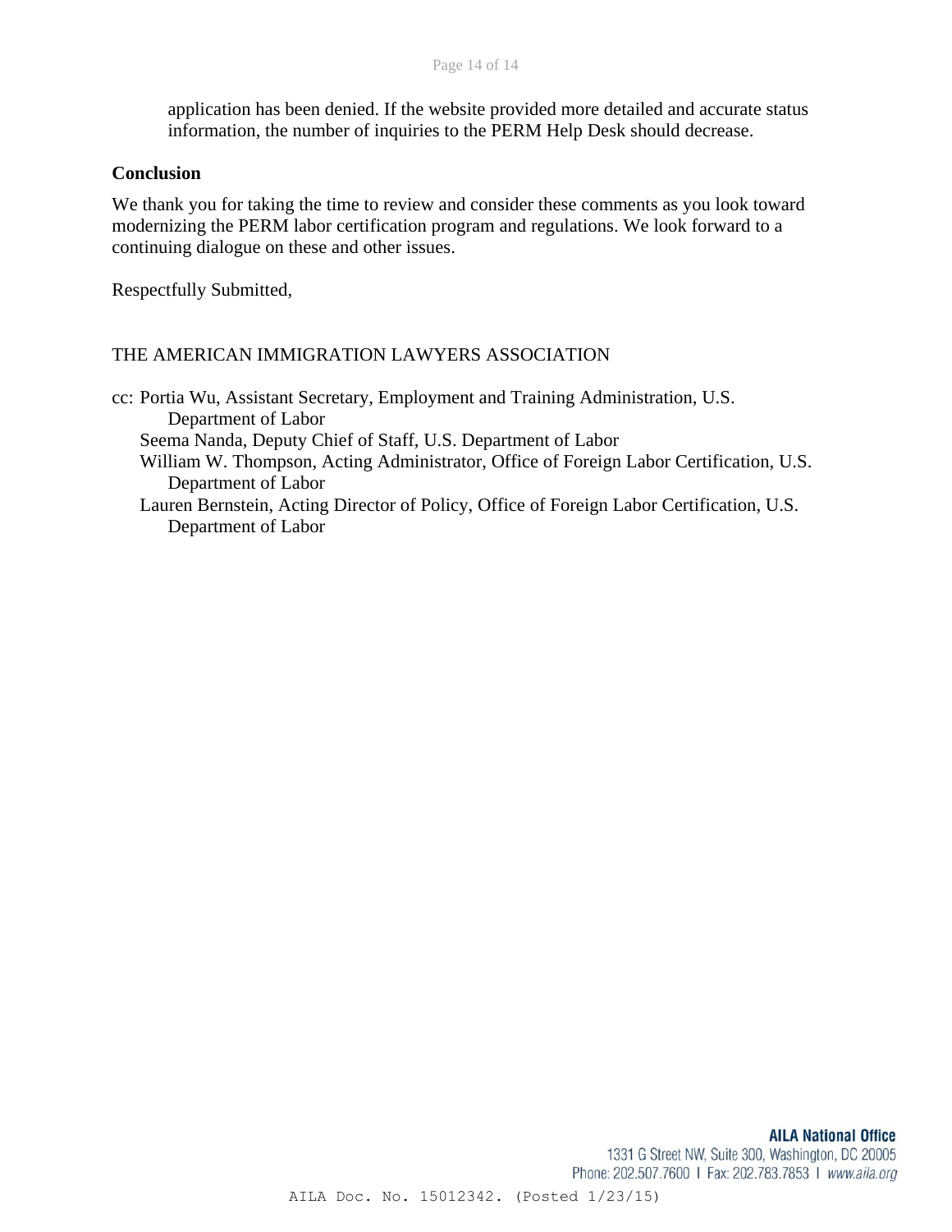application has been denied. If the website provided more detailed and accurate status information, the number of inquiries to the PERM Help Desk should decrease.

**Conclusion**

We thank you for taking the time to review and consider these comments as you look toward modernizing the PERM labor certification program and regulations. We look forward to a continuing dialogue on these and other issues.

Respectfully Submitted,

THE AMERICAN IMMIGRATION LAWYERS ASSOCIATION

cc: Portia Wu, Assistant Secretary, Employment and Training Administration, U.S. Department of Labor
Seema Nanda, Deputy Chief of Staff, U.S. Department of Labor
William W. Thompson, Acting Administrator, Office of Foreign Labor Certification, U.S. Department of Labor
Lauren Bernstein, Acting Director of Policy, Office of Foreign Labor Certification, U.S. Department of Labor